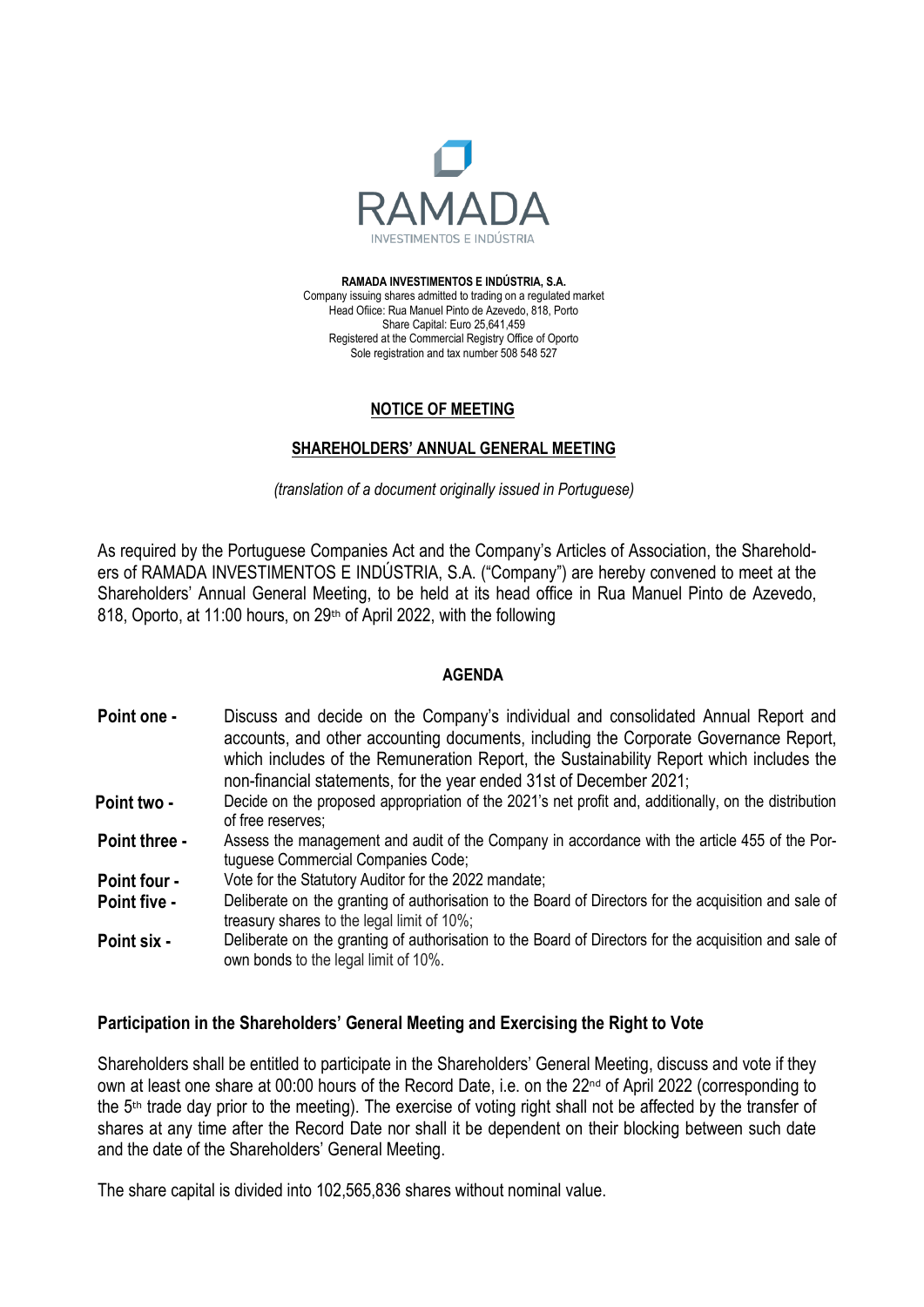RAMADA
INVESTIMENTOS E INDÚSTRIA

**RAMADA INVESTIMENTOS E INDÚSTRIA, S.A.**
Company issuing shares admitted to trading on a regulated market
Head Ofiice: Rua Manuel Pinto de Azevedo, 818, Porto
Share Capital: Euro 25,641,459
Registered at the Commercial Registry Office of Oporto
Sole registration and tax number 508 548 527

## NOTICE OF MEETING

## SHAREHOLDERS' ANNUAL GENERAL MEETING

*(translation of a document originally issued in Portuguese)*

As required by the Portuguese Companies Act and the Company's Articles of Association, the Shareholders of RAMADA INVESTIMENTOS E INDÚSTRIA, S.A. ("Company") are hereby convened to meet at the Shareholders' Annual General Meeting, to be held at its head office in Rua Manuel Pinto de Azevedo, 818, Oporto, at 11:00 hours, on 29th of April 2022, with the following

### AGENDA

**Point one -** Discuss and decide on the Company's individual and consolidated Annual Report and accounts, and other accounting documents, including the Corporate Governance Report, which includes of the Remuneration Report, the Sustainability Report which includes the non-financial statements, for the year ended 31st of December 2021;

**Point two -** Decide on the proposed appropriation of the 2021's net profit and, additionally, on the distribution of free reserves;

**Point three -** Assess the management and audit of the Company in accordance with the article 455 of the Portuguese Commercial Companies Code;

**Point four -** Vote for the Statutory Auditor for the 2022 mandate;

**Point five -** Deliberate on the granting of authorisation to the Board of Directors for the acquisition and sale of treasury shares to the legal limit of 10%;

**Point six -** Deliberate on the granting of authorisation to the Board of Directors for the acquisition and sale of own bonds to the legal limit of 10%.

### Participation in the Shareholders' General Meeting and Exercising the Right to Vote

Shareholders shall be entitled to participate in the Shareholders' General Meeting, discuss and vote if they own at least one share at 00:00 hours of the Record Date, i.e. on the 22nd of April 2022 (corresponding to the 5th trade day prior to the meeting). The exercise of voting right shall not be affected by the transfer of shares at any time after the Record Date nor shall it be dependent on their blocking between such date and the date of the Shareholders' General Meeting.

The share capital is divided into 102,565,836 shares without nominal value.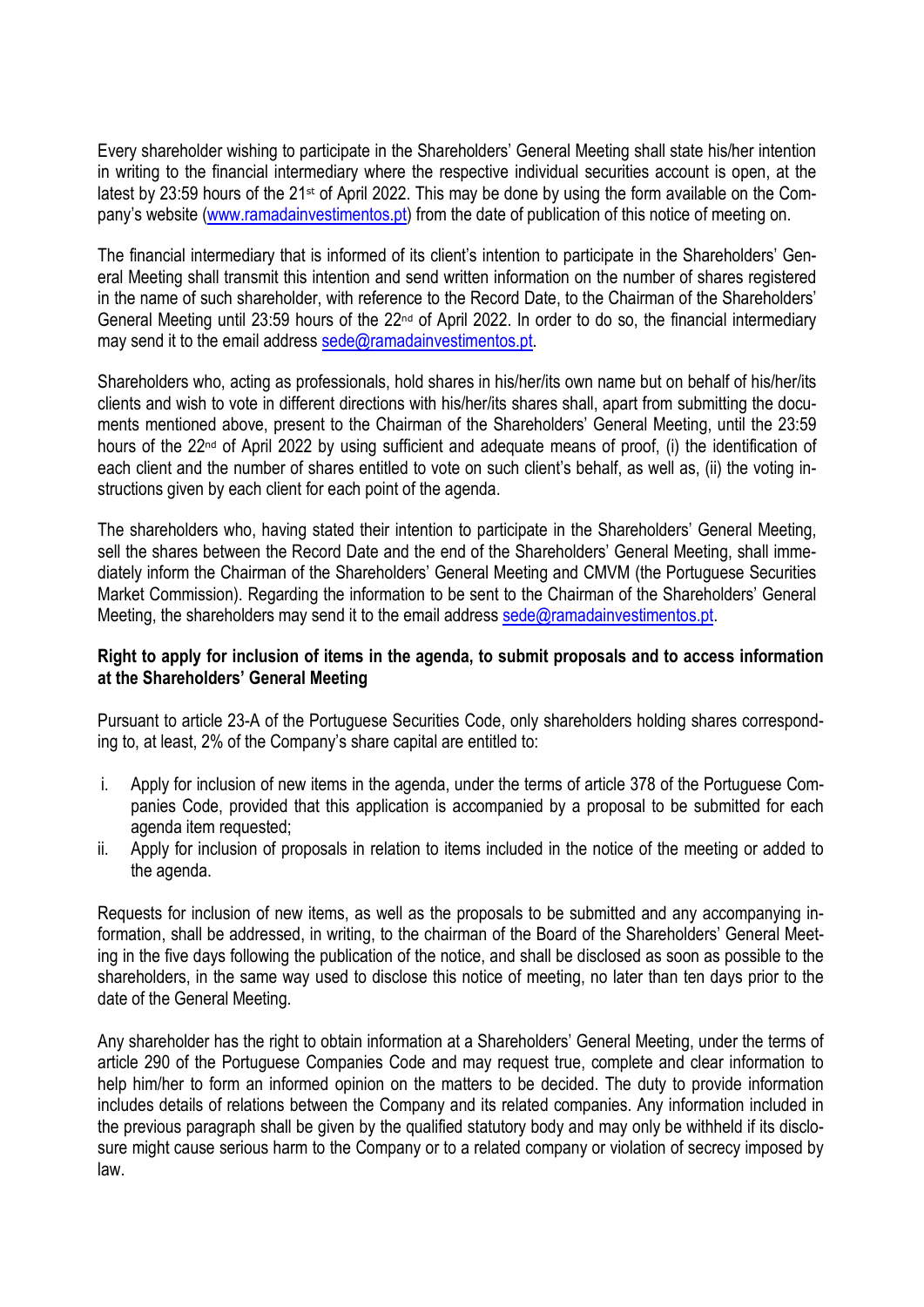Every shareholder wishing to participate in the Shareholders' General Meeting shall state his/her intention in writing to the financial intermediary where the respective individual securities account is open, at the latest by 23:59 hours of the 21st of April 2022. This may be done by using the form available on the Company's website (www.ramadainvestimentos.pt) from the date of publication of this notice of meeting on.

The financial intermediary that is informed of its client's intention to participate in the Shareholders' General Meeting shall transmit this intention and send written information on the number of shares registered in the name of such shareholder, with reference to the Record Date, to the Chairman of the Shareholders' General Meeting until 23:59 hours of the 22nd of April 2022. In order to do so, the financial intermediary may send it to the email address sede@ramadainvestimentos.pt.

Shareholders who, acting as professionals, hold shares in his/her/its own name but on behalf of his/her/its clients and wish to vote in different directions with his/her/its shares shall, apart from submitting the documents mentioned above, present to the Chairman of the Shareholders' General Meeting, until the 23:59 hours of the 22nd of April 2022 by using sufficient and adequate means of proof, (i) the identification of each client and the number of shares entitled to vote on such client's behalf, as well as, (ii) the voting instructions given by each client for each point of the agenda.

The shareholders who, having stated their intention to participate in the Shareholders' General Meeting, sell the shares between the Record Date and the end of the Shareholders' General Meeting, shall immediately inform the Chairman of the Shareholders' General Meeting and CMVM (the Portuguese Securities Market Commission). Regarding the information to be sent to the Chairman of the Shareholders' General Meeting, the shareholders may send it to the email address sede@ramadainvestimentos.pt.

**Right to apply for inclusion of items in the agenda, to submit proposals and to access information at the Shareholders' General Meeting**

Pursuant to article 23-A of the Portuguese Securities Code, only shareholders holding shares corresponding to, at least, 2% of the Company's share capital are entitled to:

i. Apply for inclusion of new items in the agenda, under the terms of article 378 of the Portuguese Companies Code, provided that this application is accompanied by a proposal to be submitted for each agenda item requested;
ii. Apply for inclusion of proposals in relation to items included in the notice of the meeting or added to the agenda.

Requests for inclusion of new items, as well as the proposals to be submitted and any accompanying information, shall be addressed, in writing, to the chairman of the Board of the Shareholders' General Meeting in the five days following the publication of the notice, and shall be disclosed as soon as possible to the shareholders, in the same way used to disclose this notice of meeting, no later than ten days prior to the date of the General Meeting.

Any shareholder has the right to obtain information at a Shareholders' General Meeting, under the terms of article 290 of the Portuguese Companies Code and may request true, complete and clear information to help him/her to form an informed opinion on the matters to be decided. The duty to provide information includes details of relations between the Company and its related companies. Any information included in the previous paragraph shall be given by the qualified statutory body and may only be withheld if its disclosure might cause serious harm to the Company or to a related company or violation of secrecy imposed by law.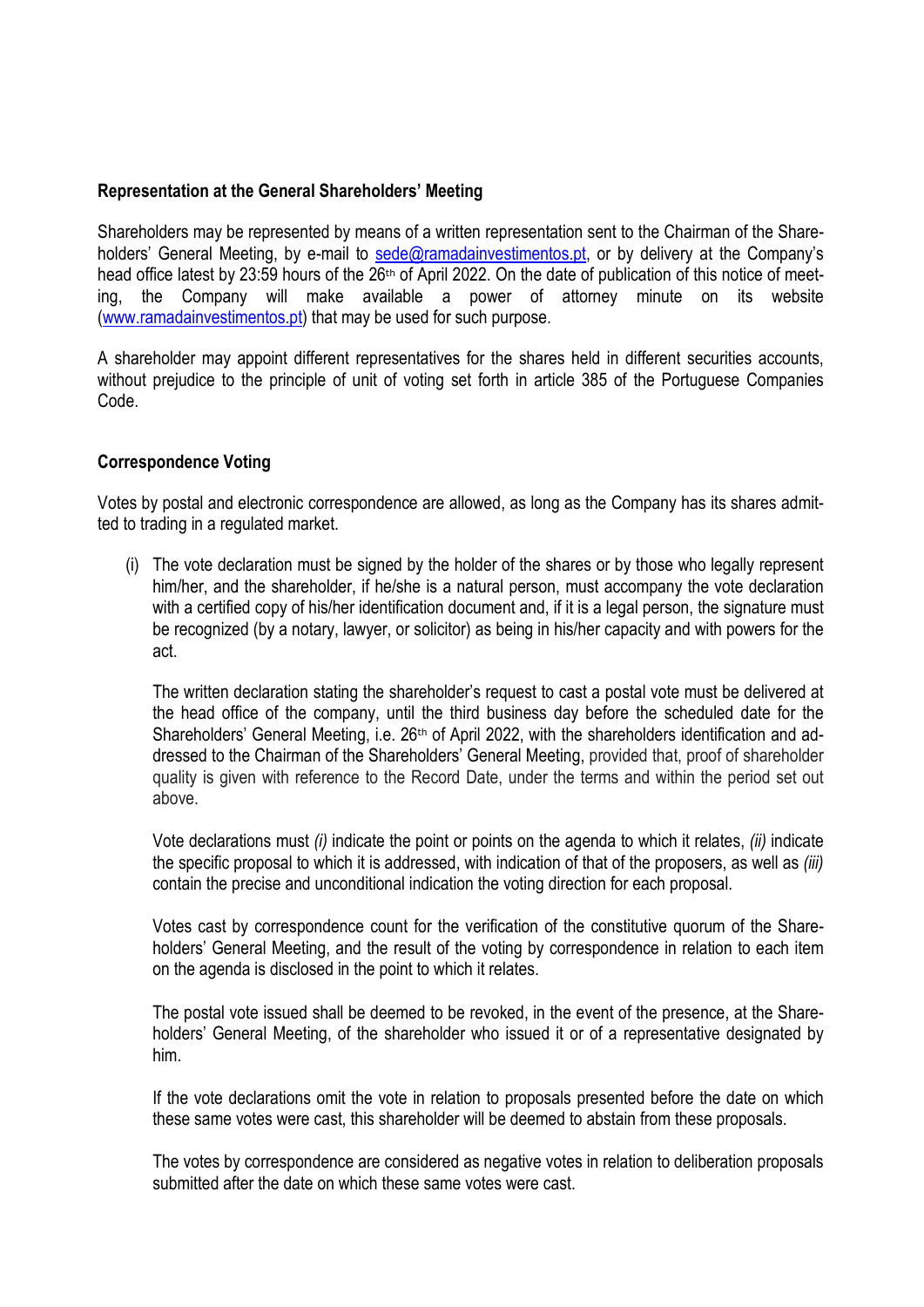**Representation at the General Shareholders' Meeting**

Shareholders may be represented by means of a written representation sent to the Chairman of the Shareholders' General Meeting, by e-mail to sede@ramadainvestimentos.pt, or by delivery at the Company's head office latest by 23:59 hours of the 26th of April 2022. On the date of publication of this notice of meeting, the Company will make available a power of attorney minute on its website (www.ramadainvestimentos.pt) that may be used for such purpose.

A shareholder may appoint different representatives for the shares held in different securities accounts, without prejudice to the principle of unit of voting set forth in article 385 of the Portuguese Companies Code.

**Correspondence Voting**

Votes by postal and electronic correspondence are allowed, as long as the Company has its shares admitted to trading in a regulated market.

(i) The vote declaration must be signed by the holder of the shares or by those who legally represent him/her, and the shareholder, if he/she is a natural person, must accompany the vote declaration with a certified copy of his/her identification document and, if it is a legal person, the signature must be recognized (by a notary, lawyer, or solicitor) as being in his/her capacity and with powers for the act.

The written declaration stating the shareholder's request to cast a postal vote must be delivered at the head office of the company, until the third business day before the scheduled date for the Shareholders' General Meeting, i.e. 26th of April 2022, with the shareholders identification and addressed to the Chairman of the Shareholders' General Meeting, provided that, proof of shareholder quality is given with reference to the Record Date, under the terms and within the period set out above.

Vote declarations must *(i)* indicate the point or points on the agenda to which it relates, *(ii)* indicate the specific proposal to which it is addressed, with indication of that of the proposers, as well as *(iii)* contain the precise and unconditional indication the voting direction for each proposal.

Votes cast by correspondence count for the verification of the constitutive quorum of the Shareholders' General Meeting, and the result of the voting by correspondence in relation to each item on the agenda is disclosed in the point to which it relates.

The postal vote issued shall be deemed to be revoked, in the event of the presence, at the Shareholders' General Meeting, of the shareholder who issued it or of a representative designated by him.

If the vote declarations omit the vote in relation to proposals presented before the date on which these same votes were cast, this shareholder will be deemed to abstain from these proposals.

The votes by correspondence are considered as negative votes in relation to deliberation proposals submitted after the date on which these same votes were cast.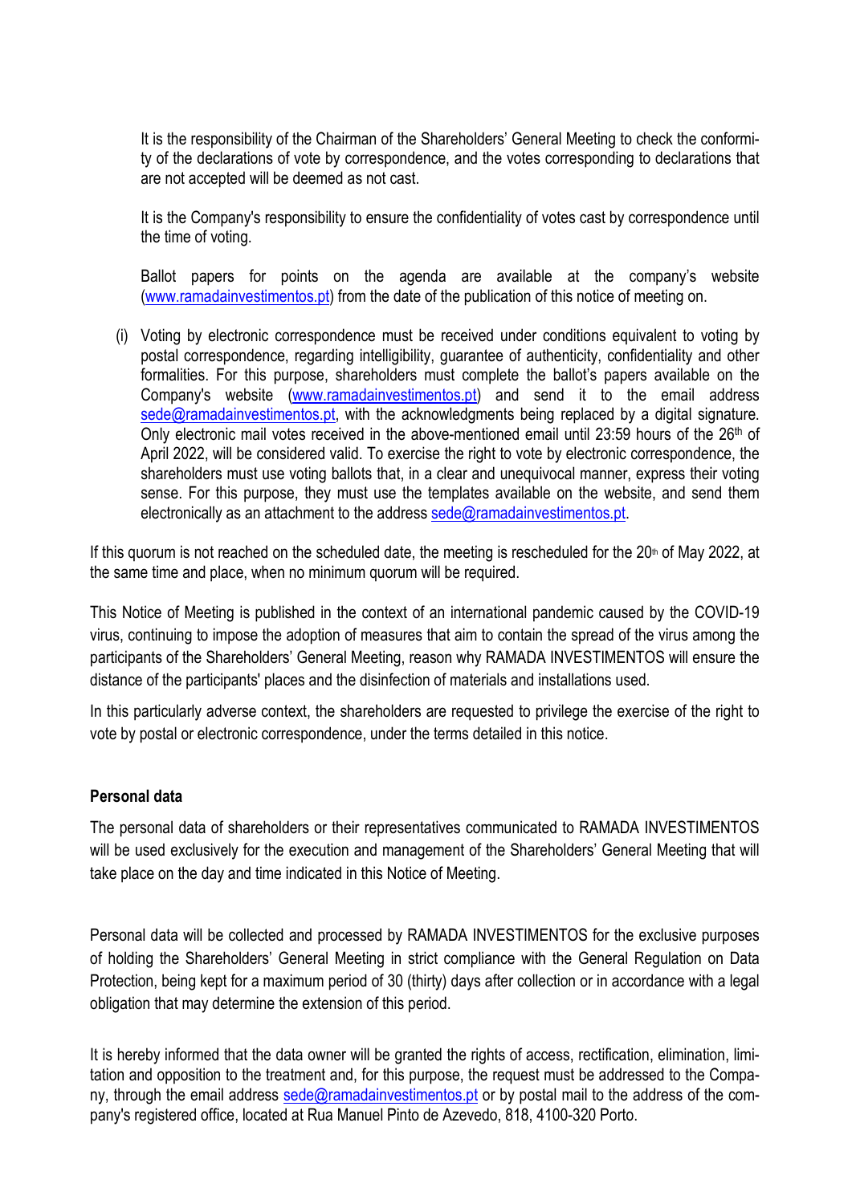It is the responsibility of the Chairman of the Shareholders' General Meeting to check the conformity of the declarations of vote by correspondence, and the votes corresponding to declarations that are not accepted will be deemed as not cast.

It is the Company's responsibility to ensure the confidentiality of votes cast by correspondence until the time of voting.

Ballot papers for points on the agenda are available at the company's website (www.ramadainvestimentos.pt) from the date of the publication of this notice of meeting on.

(i) Voting by electronic correspondence must be received under conditions equivalent to voting by postal correspondence, regarding intelligibility, guarantee of authenticity, confidentiality and other formalities. For this purpose, shareholders must complete the ballot's papers available on the Company's website (www.ramadainvestimentos.pt) and send it to the email address sede@ramadainvestimentos.pt, with the acknowledgments being replaced by a digital signature. Only electronic mail votes received in the above-mentioned email until 23:59 hours of the 26th of April 2022, will be considered valid. To exercise the right to vote by electronic correspondence, the shareholders must use voting ballots that, in a clear and unequivocal manner, express their voting sense. For this purpose, they must use the templates available on the website, and send them electronically as an attachment to the address sede@ramadainvestimentos.pt.

If this quorum is not reached on the scheduled date, the meeting is rescheduled for the 20th of May 2022, at the same time and place, when no minimum quorum will be required.

This Notice of Meeting is published in the context of an international pandemic caused by the COVID-19 virus, continuing to impose the adoption of measures that aim to contain the spread of the virus among the participants of the Shareholders' General Meeting, reason why RAMADA INVESTIMENTOS will ensure the distance of the participants' places and the disinfection of materials and installations used.

In this particularly adverse context, the shareholders are requested to privilege the exercise of the right to vote by postal or electronic correspondence, under the terms detailed in this notice.

**Personal data**

The personal data of shareholders or their representatives communicated to RAMADA INVESTIMENTOS will be used exclusively for the execution and management of the Shareholders' General Meeting that will take place on the day and time indicated in this Notice of Meeting.

Personal data will be collected and processed by RAMADA INVESTIMENTOS for the exclusive purposes of holding the Shareholders' General Meeting in strict compliance with the General Regulation on Data Protection, being kept for a maximum period of 30 (thirty) days after collection or in accordance with a legal obligation that may determine the extension of this period.

It is hereby informed that the data owner will be granted the rights of access, rectification, elimination, limitation and opposition to the treatment and, for this purpose, the request must be addressed to the Company, through the email address sede@ramadainvestimentos.pt or by postal mail to the address of the company's registered office, located at Rua Manuel Pinto de Azevedo, 818, 4100-320 Porto.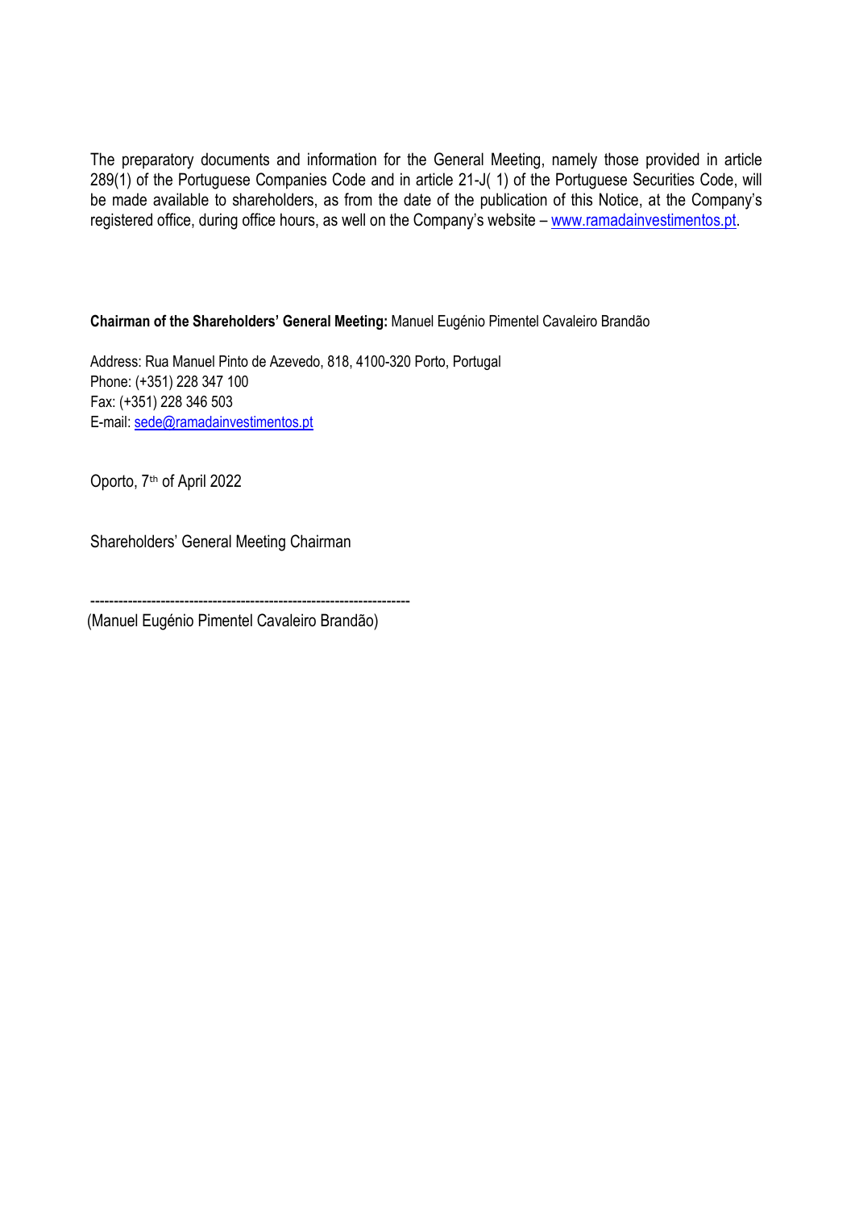The preparatory documents and information for the General Meeting, namely those provided in article 289(1) of the Portuguese Companies Code and in article 21-J( 1) of the Portuguese Securities Code, will be made available to shareholders, as from the date of the publication of this Notice, at the Company's registered office, during office hours, as well on the Company's website – www.ramadainvestimentos.pt.

**Chairman of the Shareholders' General Meeting:** Manuel Eugénio Pimentel Cavaleiro Brandão

Address: Rua Manuel Pinto de Azevedo, 818, 4100-320 Porto, Portugal
Phone: (+351) 228 347 100
Fax: (+351) 228 346 503
E-mail: sede@ramadainvestimentos.pt

Oporto, 7th of April 2022

Shareholders' General Meeting Chairman

-------------------------------------------------------------------
(Manuel Eugénio Pimentel Cavaleiro Brandão)